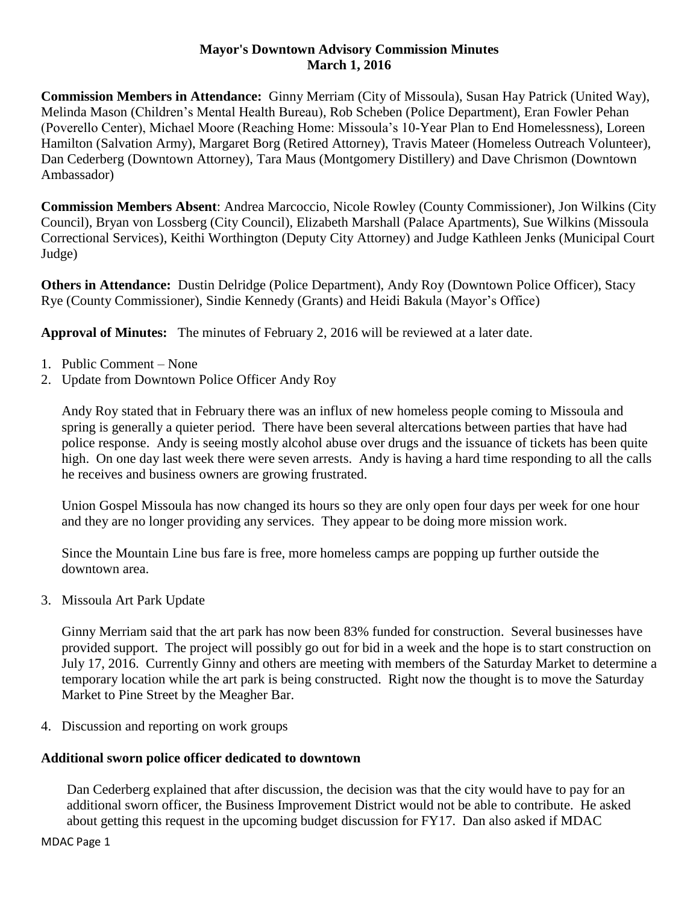# Mayor's Downtown Advisory Commission Minutes
## March 1, 2016

**Commission Members in Attendance:** Ginny Merriam (City of Missoula), Susan Hay Patrick (United Way), Melinda Mason (Children's Mental Health Bureau), Rob Scheben (Police Department), Eran Fowler Pehan (Poverello Center), Michael Moore (Reaching Home: Missoula's 10-Year Plan to End Homelessness), Loreen Hamilton (Salvation Army), Margaret Borg (Retired Attorney), Travis Mateer (Homeless Outreach Volunteer), Dan Cederberg (Downtown Attorney), Tara Maus (Montgomery Distillery) and Dave Chrismon (Downtown Ambassador)

**Commission Members Absent**: Andrea Marcoccio, Nicole Rowley (County Commissioner), Jon Wilkins (City Council), Bryan von Lossberg (City Council), Elizabeth Marshall (Palace Apartments), Sue Wilkins (Missoula Correctional Services), Keithi Worthington (Deputy City Attorney) and Judge Kathleen Jenks (Municipal Court Judge)

**Others in Attendance:** Dustin Delridge (Police Department), Andy Roy (Downtown Police Officer), Stacy Rye (County Commissioner), Sindie Kennedy (Grants) and Heidi Bakula (Mayor's Office)

**Approval of Minutes:** The minutes of February 2, 2016 will be reviewed at a later date.

1. Public Comment – None
2. Update from Downtown Police Officer Andy Roy

   Andy Roy stated that in February there was an influx of new homeless people coming to Missoula and spring is generally a quieter period. There have been several altercations between parties that have had police response. Andy is seeing mostly alcohol abuse over drugs and the issuance of tickets has been quite high. On one day last week there were seven arrests. Andy is having a hard time responding to all the calls he receives and business owners are growing frustrated.

   Union Gospel Missoula has now changed its hours so they are only open four days per week for one hour and they are no longer providing any services. They appear to be doing more mission work.

   Since the Mountain Line bus fare is free, more homeless camps are popping up further outside the downtown area.

3. Missoula Art Park Update

   Ginny Merriam said that the art park has now been 83% funded for construction. Several businesses have provided support. The project will possibly go out for bid in a week and the hope is to start construction on July 17, 2016. Currently Ginny and others are meeting with members of the Saturday Market to determine a temporary location while the art park is being constructed. Right now the thought is to move the Saturday Market to Pine Street by the Meagher Bar.

4. Discussion and reporting on work groups

**Additional sworn police officer dedicated to downtown**

Dan Cederberg explained that after discussion, the decision was that the city would have to pay for an additional sworn officer, the Business Improvement District would not be able to contribute. He asked about getting this request in the upcoming budget discussion for FY17. Dan also asked if MDAC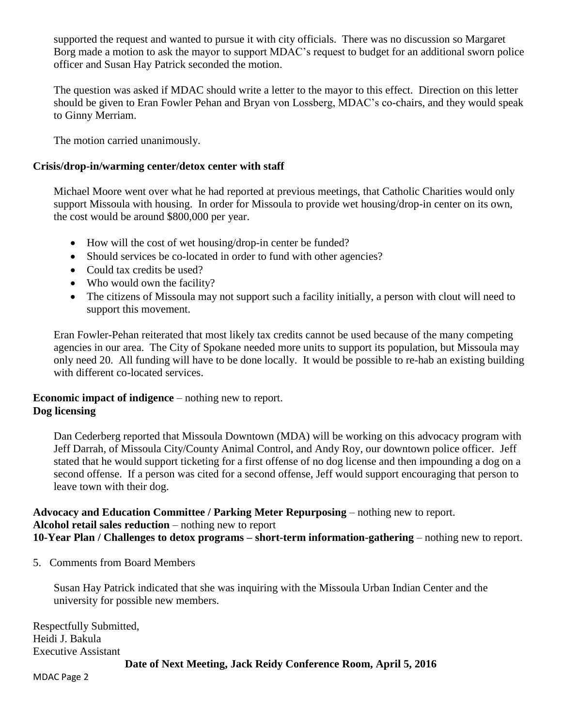supported the request and wanted to pursue it with city officials. There was no discussion so Margaret Borg made a motion to ask the mayor to support MDAC's request to budget for an additional sworn police officer and Susan Hay Patrick seconded the motion.

The question was asked if MDAC should write a letter to the mayor to this effect. Direction on this letter should be given to Eran Fowler Pehan and Bryan von Lossberg, MDAC's co-chairs, and they would speak to Ginny Merriam.

The motion carried unanimously.

**Crisis/drop-in/warming center/detox center with staff**

Michael Moore went over what he had reported at previous meetings, that Catholic Charities would only support Missoula with housing. In order for Missoula to provide wet housing/drop-in center on its own, the cost would be around $800,000 per year.

- How will the cost of wet housing/drop-in center be funded?
- Should services be co-located in order to fund with other agencies?
- Could tax credits be used?
- Who would own the facility?
- The citizens of Missoula may not support such a facility initially, a person with clout will need to support this movement.

Eran Fowler-Pehan reiterated that most likely tax credits cannot be used because of the many competing agencies in our area. The City of Spokane needed more units to support its population, but Missoula may only need 20. All funding will have to be done locally. It would be possible to re-hab an existing building with different co-located services.

**Economic impact of indigence** – nothing new to report.
**Dog licensing**

Dan Cederberg reported that Missoula Downtown (MDA) will be working on this advocacy program with Jeff Darrah, of Missoula City/County Animal Control, and Andy Roy, our downtown police officer. Jeff stated that he would support ticketing for a first offense of no dog license and then impounding a dog on a second offense. If a person was cited for a second offense, Jeff would support encouraging that person to leave town with their dog.

**Advocacy and Education Committee / Parking Meter Repurposing** – nothing new to report.
**Alcohol retail sales reduction** – nothing new to report
**10-Year Plan / Challenges to detox programs – short-term information-gathering** – nothing new to report.

5. Comments from Board Members

Susan Hay Patrick indicated that she was inquiring with the Missoula Urban Indian Center and the university for possible new members.

Respectfully Submitted,
Heidi J. Bakula
Executive Assistant

**Date of Next Meeting, Jack Reidy Conference Room, April 5, 2016**